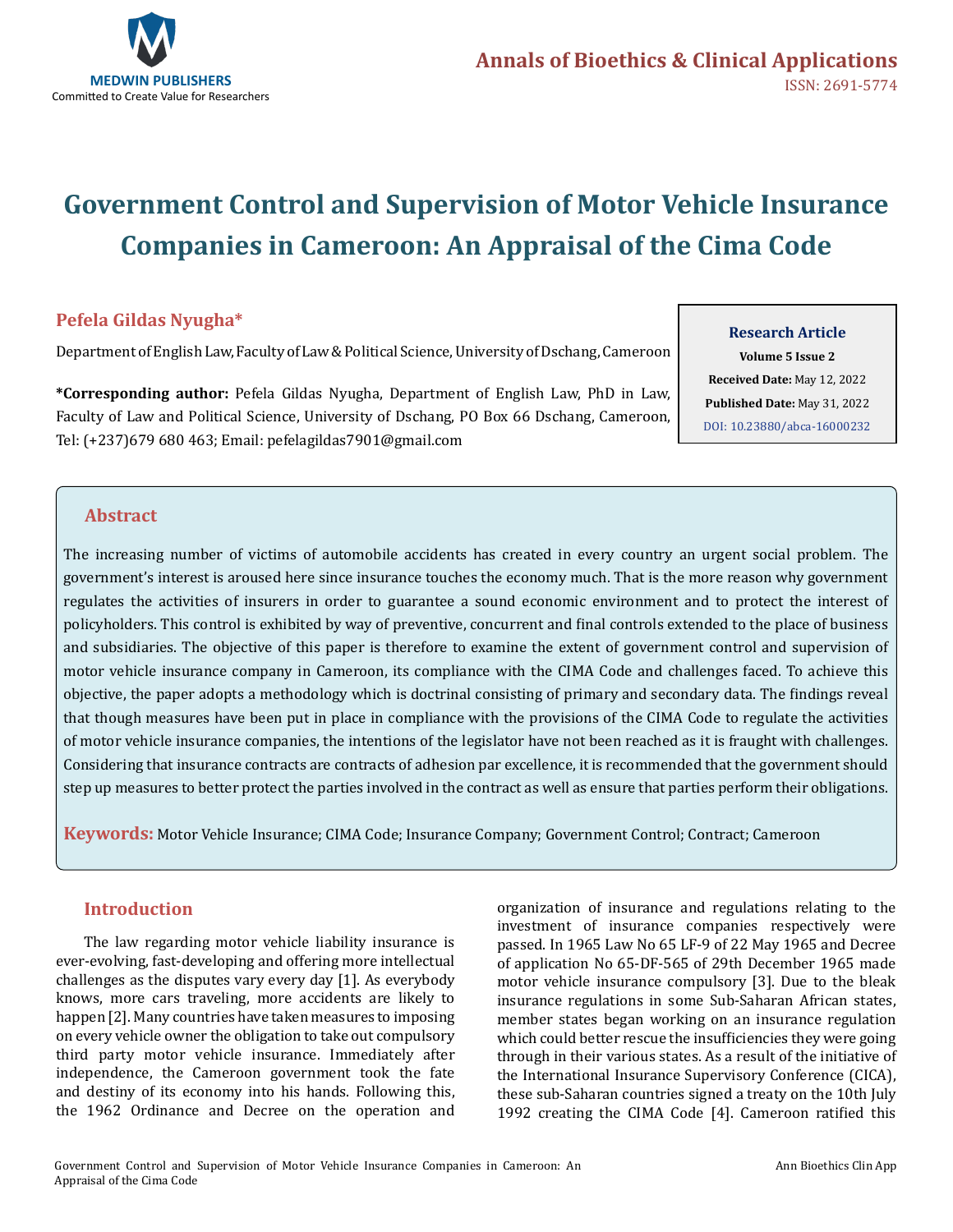# Government Control and Supervision of Motor Vehicle Insurance Companies in Cameroon: An Appraisal of the Cima Code

**Pefela Gildas Nyugha***

Department of English Law, Faculty of Law & Political Science, University of Dschang, Cameroon

***Corresponding author:** Pefela Gildas Nyugha, Department of English Law, PhD in Law, Faculty of Law and Political Science, University of Dschang, PO Box 66 Dschang, Cameroon, Tel: (+237)679 680 463; Email: pefelagildas7901@gmail.com

**Research Article**
**Volume 5 Issue 2**
**Received Date:** May 12, 2022
**Published Date:** May 31, 2022
DOI: 10.23880/abca-16000232

## Abstract

The increasing number of victims of automobile accidents has created in every country an urgent social problem. The government's interest is aroused here since insurance touches the economy much. That is the more reason why government regulates the activities of insurers in order to guarantee a sound economic environment and to protect the interest of policyholders. This control is exhibited by way of preventive, concurrent and final controls extended to the place of business and subsidiaries. The objective of this paper is therefore to examine the extent of government control and supervision of motor vehicle insurance company in Cameroon, its compliance with the CIMA Code and challenges faced. To achieve this objective, the paper adopts a methodology which is doctrinal consisting of primary and secondary data. The findings reveal that though measures have been put in place in compliance with the provisions of the CIMA Code to regulate the activities of motor vehicle insurance companies, the intentions of the legislator have not been reached as it is fraught with challenges. Considering that insurance contracts are contracts of adhesion par excellence, it is recommended that the government should step up measures to better protect the parties involved in the contract as well as ensure that parties perform their obligations.

**Keywords:** Motor Vehicle Insurance; CIMA Code; Insurance Company; Government Control; Contract; Cameroon

## Introduction

The law regarding motor vehicle liability insurance is ever-evolving, fast-developing and offering more intellectual challenges as the disputes vary every day [1]. As everybody knows, more cars traveling, more accidents are likely to happen [2]. Many countries have taken measures to imposing on every vehicle owner the obligation to take out compulsory third party motor vehicle insurance. Immediately after independence, the Cameroon government took the fate and destiny of its economy into his hands. Following this, the 1962 Ordinance and Decree on the operation and organization of insurance and regulations relating to the investment of insurance companies respectively were passed. In 1965 Law No 65 LF-9 of 22 May 1965 and Decree of application No 65-DF-565 of 29th December 1965 made motor vehicle insurance compulsory [3]. Due to the bleak insurance regulations in some Sub-Saharan African states, member states began working on an insurance regulation which could better rescue the insufficiencies they were going through in their various states. As a result of the initiative of the International Insurance Supervisory Conference (CICA), these sub-Saharan countries signed a treaty on the 10th July 1992 creating the CIMA Code [4]. Cameroon ratified this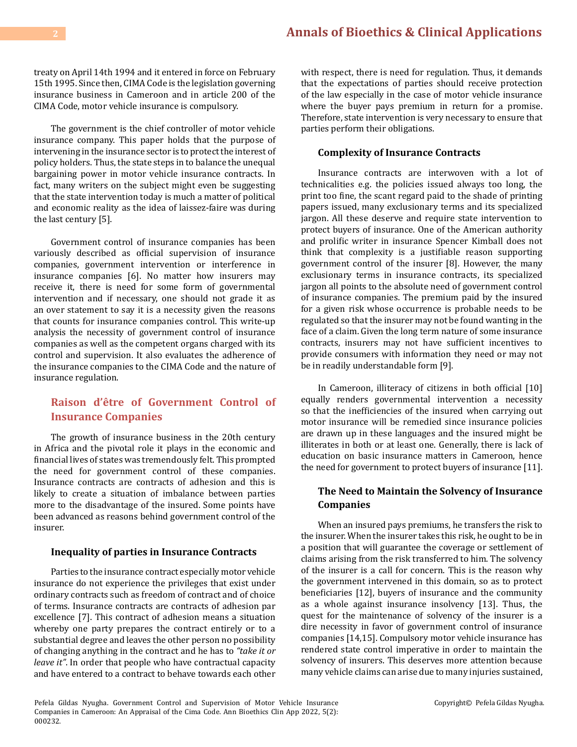treaty on April 14th 1994 and it entered in force on February 15th 1995. Since then, CIMA Code is the legislation governing insurance business in Cameroon and in article 200 of the CIMA Code, motor vehicle insurance is compulsory.

The government is the chief controller of motor vehicle insurance company. This paper holds that the purpose of intervening in the insurance sector is to protect the interest of policy holders. Thus, the state steps in to balance the unequal bargaining power in motor vehicle insurance contracts. In fact, many writers on the subject might even be suggesting that the state intervention today is much a matter of political and economic reality as the idea of laissez-faire was during the last century [5].

Government control of insurance companies has been variously described as official supervision of insurance companies, government intervention or interference in insurance companies [6]. No matter how insurers may receive it, there is need for some form of governmental intervention and if necessary, one should not grade it as an over statement to say it is a necessity given the reasons that counts for insurance companies control. This write-up analysis the necessity of government control of insurance companies as well as the competent organs charged with its control and supervision. It also evaluates the adherence of the insurance companies to the CIMA Code and the nature of insurance regulation.

## Raison d'être of Government Control of Insurance Companies

The growth of insurance business in the 20th century in Africa and the pivotal role it plays in the economic and financial lives of states was tremendously felt. This prompted the need for government control of these companies. Insurance contracts are contracts of adhesion and this is likely to create a situation of imbalance between parties more to the disadvantage of the insured. Some points have been advanced as reasons behind government control of the insurer.

### Inequality of parties in Insurance Contracts

Parties to the insurance contract especially motor vehicle insurance do not experience the privileges that exist under ordinary contracts such as freedom of contract and of choice of terms. Insurance contracts are contracts of adhesion par excellence [7]. This contract of adhesion means a situation whereby one party prepares the contract entirely or to a substantial degree and leaves the other person no possibility of changing anything in the contract and he has to *"take it or leave it"*. In order that people who have contractual capacity and have entered to a contract to behave towards each other with respect, there is need for regulation. Thus, it demands that the expectations of parties should receive protection of the law especially in the case of motor vehicle insurance where the buyer pays premium in return for a promise. Therefore, state intervention is very necessary to ensure that parties perform their obligations.

### Complexity of Insurance Contracts

Insurance contracts are interwoven with a lot of technicalities e.g. the policies issued always too long, the print too fine, the scant regard paid to the shade of printing papers issued, many exclusionary terms and its specialized jargon. All these deserve and require state intervention to protect buyers of insurance. One of the American authority and prolific writer in insurance Spencer Kimball does not think that complexity is a justifiable reason supporting government control of the insurer [8]. However, the many exclusionary terms in insurance contracts, its specialized jargon all points to the absolute need of government control of insurance companies. The premium paid by the insured for a given risk whose occurrence is probable needs to be regulated so that the insurer may not be found wanting in the face of a claim. Given the long term nature of some insurance contracts, insurers may not have sufficient incentives to provide consumers with information they need or may not be in readily understandable form [9].

In Cameroon, illiteracy of citizens in both official [10] equally renders governmental intervention a necessity so that the inefficiencies of the insured when carrying out motor insurance will be remedied since insurance policies are drawn up in these languages and the insured might be illiterates in both or at least one. Generally, there is lack of education on basic insurance matters in Cameroon, hence the need for government to protect buyers of insurance [11].

### The Need to Maintain the Solvency of Insurance Companies

When an insured pays premiums, he transfers the risk to the insurer. When the insurer takes this risk, he ought to be in a position that will guarantee the coverage or settlement of claims arising from the risk transferred to him. The solvency of the insurer is a call for concern. This is the reason why the government intervened in this domain, so as to protect beneficiaries [12], buyers of insurance and the community as a whole against insurance insolvency [13]. Thus, the quest for the maintenance of solvency of the insurer is a dire necessity in favor of government control of insurance companies [14,15]. Compulsory motor vehicle insurance has rendered state control imperative in order to maintain the solvency of insurers. This deserves more attention because many vehicle claims can arise due to many injuries sustained,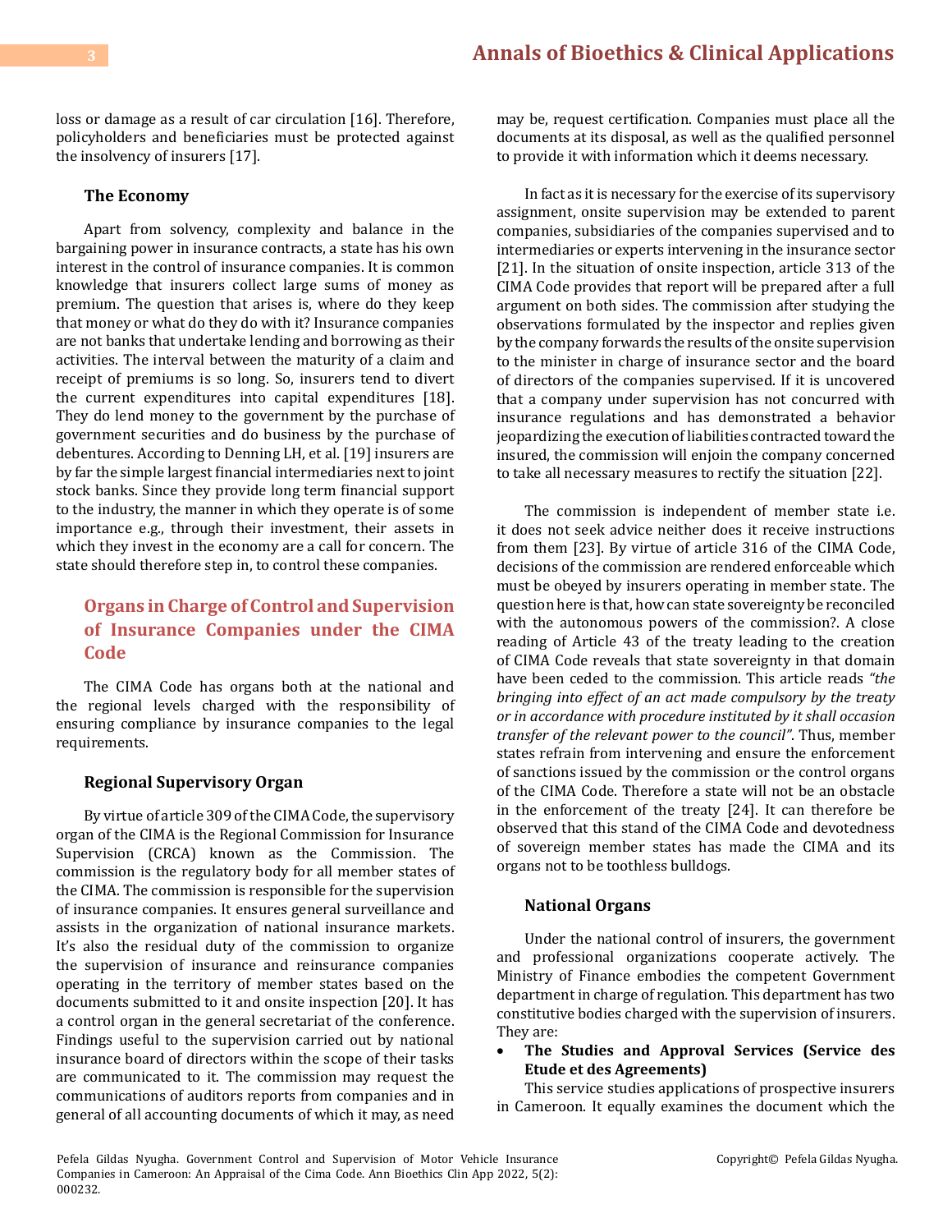loss or damage as a result of car circulation [16]. Therefore, policyholders and beneficiaries must be protected against the insolvency of insurers [17].

### The Economy

Apart from solvency, complexity and balance in the bargaining power in insurance contracts, a state has his own interest in the control of insurance companies. It is common knowledge that insurers collect large sums of money as premium. The question that arises is, where do they keep that money or what do they do with it? Insurance companies are not banks that undertake lending and borrowing as their activities. The interval between the maturity of a claim and receipt of premiums is so long. So, insurers tend to divert the current expenditures into capital expenditures [18]. They do lend money to the government by the purchase of government securities and do business by the purchase of debentures. According to Denning LH, et al. [19] insurers are by far the simple largest financial intermediaries next to joint stock banks. Since they provide long term financial support to the industry, the manner in which they operate is of some importance e.g., through their investment, their assets in which they invest in the economy are a call for concern. The state should therefore step in, to control these companies.

## Organs in Charge of Control and Supervision of Insurance Companies under the CIMA Code

The CIMA Code has organs both at the national and the regional levels charged with the responsibility of ensuring compliance by insurance companies to the legal requirements.

### Regional Supervisory Organ

By virtue of article 309 of the CIMA Code, the supervisory organ of the CIMA is the Regional Commission for Insurance Supervision (CRCA) known as the Commission. The commission is the regulatory body for all member states of the CIMA. The commission is responsible for the supervision of insurance companies. It ensures general surveillance and assists in the organization of national insurance markets. It's also the residual duty of the commission to organize the supervision of insurance and reinsurance companies operating in the territory of member states based on the documents submitted to it and onsite inspection [20]. It has a control organ in the general secretariat of the conference. Findings useful to the supervision carried out by national insurance board of directors within the scope of their tasks are communicated to it. The commission may request the communications of auditors reports from companies and in general of all accounting documents of which it may, as need may be, request certification. Companies must place all the documents at its disposal, as well as the qualified personnel to provide it with information which it deems necessary.

In fact as it is necessary for the exercise of its supervisory assignment, onsite supervision may be extended to parent companies, subsidiaries of the companies supervised and to intermediaries or experts intervening in the insurance sector [21]. In the situation of onsite inspection, article 313 of the CIMA Code provides that report will be prepared after a full argument on both sides. The commission after studying the observations formulated by the inspector and replies given by the company forwards the results of the onsite supervision to the minister in charge of insurance sector and the board of directors of the companies supervised. If it is uncovered that a company under supervision has not concurred with insurance regulations and has demonstrated a behavior jeopardizing the execution of liabilities contracted toward the insured, the commission will enjoin the company concerned to take all necessary measures to rectify the situation [22].

The commission is independent of member state i.e. it does not seek advice neither does it receive instructions from them [23]. By virtue of article 316 of the CIMA Code, decisions of the commission are rendered enforceable which must be obeyed by insurers operating in member state. The question here is that, how can state sovereignty be reconciled with the autonomous powers of the commission?. A close reading of Article 43 of the treaty leading to the creation of CIMA Code reveals that state sovereignty in that domain have been ceded to the commission. This article reads *"the bringing into effect of an act made compulsory by the treaty or in accordance with procedure instituted by it shall occasion transfer of the relevant power to the council"*. Thus, member states refrain from intervening and ensure the enforcement of sanctions issued by the commission or the control organs of the CIMA Code. Therefore a state will not be an obstacle in the enforcement of the treaty [24]. It can therefore be observed that this stand of the CIMA Code and devotedness of sovereign member states has made the CIMA and its organs not to be toothless bulldogs.

### National Organs

Under the national control of insurers, the government and professional organizations cooperate actively. The Ministry of Finance embodies the competent Government department in charge of regulation. This department has two constitutive bodies charged with the supervision of insurers. They are:

- **The Studies and Approval Services (Service des Etude et des Agreements)**

This service studies applications of prospective insurers in Cameroon. It equally examines the document which the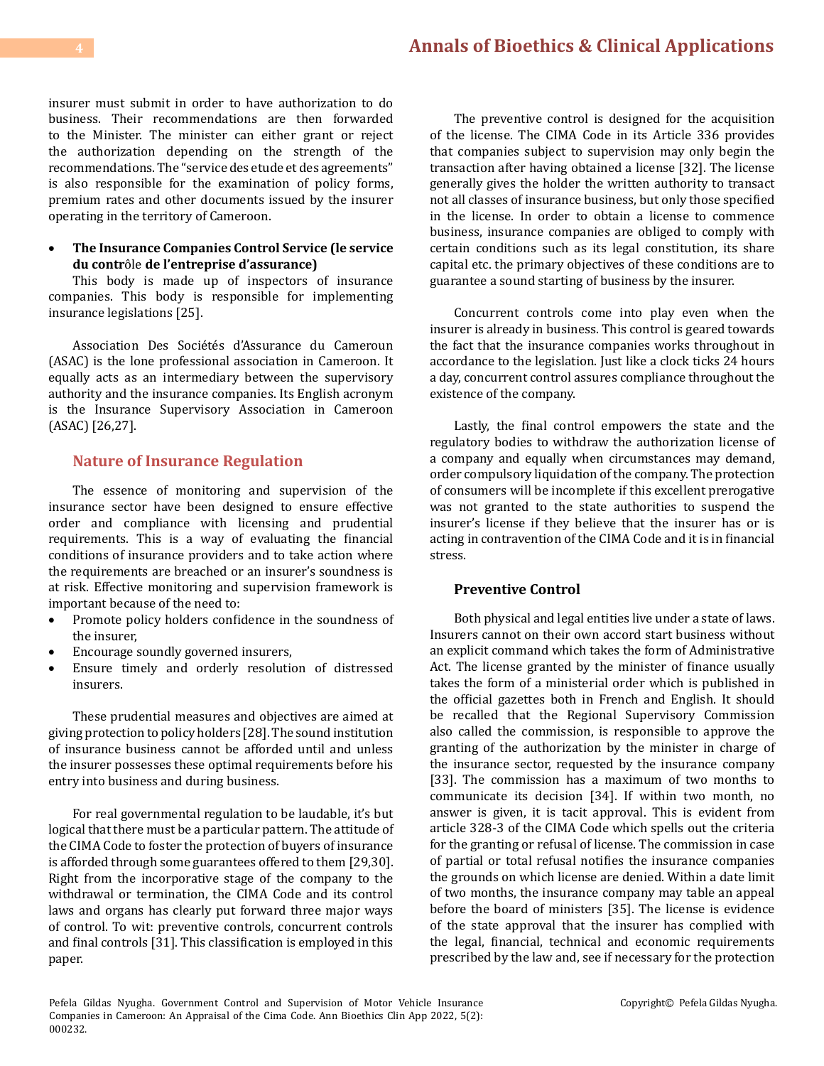insurer must submit in order to have authorization to do business. Their recommendations are then forwarded to the Minister. The minister can either grant or reject the authorization depending on the strength of the recommendations. The "service des etude et des agreements" is also responsible for the examination of policy forms, premium rates and other documents issued by the insurer operating in the territory of Cameroon.

- **The Insurance Companies Control Service (le service du contr**ôle **de l'entreprise d'assurance)**

This body is made up of inspectors of insurance companies. This body is responsible for implementing insurance legislations [25].

Association Des Sociétés d'Assurance du Cameroun (ASAC) is the lone professional association in Cameroon. It equally acts as an intermediary between the supervisory authority and the insurance companies. Its English acronym is the Insurance Supervisory Association in Cameroon (ASAC) [26,27].

## Nature of Insurance Regulation

The essence of monitoring and supervision of the insurance sector have been designed to ensure effective order and compliance with licensing and prudential requirements. This is a way of evaluating the financial conditions of insurance providers and to take action where the requirements are breached or an insurer's soundness is at risk. Effective monitoring and supervision framework is important because of the need to:

- Promote policy holders confidence in the soundness of the insurer,
- Encourage soundly governed insurers,
- Ensure timely and orderly resolution of distressed insurers.

These prudential measures and objectives are aimed at giving protection to policy holders [28]. The sound institution of insurance business cannot be afforded until and unless the insurer possesses these optimal requirements before his entry into business and during business.

For real governmental regulation to be laudable, it's but logical that there must be a particular pattern. The attitude of the CIMA Code to foster the protection of buyers of insurance is afforded through some guarantees offered to them [29,30]. Right from the incorporative stage of the company to the withdrawal or termination, the CIMA Code and its control laws and organs has clearly put forward three major ways of control. To wit: preventive controls, concurrent controls and final controls [31]. This classification is employed in this paper.

The preventive control is designed for the acquisition of the license. The CIMA Code in its Article 336 provides that companies subject to supervision may only begin the transaction after having obtained a license [32]. The license generally gives the holder the written authority to transact not all classes of insurance business, but only those specified in the license. In order to obtain a license to commence business, insurance companies are obliged to comply with certain conditions such as its legal constitution, its share capital etc. the primary objectives of these conditions are to guarantee a sound starting of business by the insurer.

Concurrent controls come into play even when the insurer is already in business. This control is geared towards the fact that the insurance companies works throughout in accordance to the legislation. Just like a clock ticks 24 hours a day, concurrent control assures compliance throughout the existence of the company.

Lastly, the final control empowers the state and the regulatory bodies to withdraw the authorization license of a company and equally when circumstances may demand, order compulsory liquidation of the company. The protection of consumers will be incomplete if this excellent prerogative was not granted to the state authorities to suspend the insurer's license if they believe that the insurer has or is acting in contravention of the CIMA Code and it is in financial stress.

### Preventive Control

Both physical and legal entities live under a state of laws. Insurers cannot on their own accord start business without an explicit command which takes the form of Administrative Act. The license granted by the minister of finance usually takes the form of a ministerial order which is published in the official gazettes both in French and English. It should be recalled that the Regional Supervisory Commission also called the commission, is responsible to approve the granting of the authorization by the minister in charge of the insurance sector, requested by the insurance company [33]. The commission has a maximum of two months to communicate its decision [34]. If within two month, no answer is given, it is tacit approval. This is evident from article 328-3 of the CIMA Code which spells out the criteria for the granting or refusal of license. The commission in case of partial or total refusal notifies the insurance companies the grounds on which license are denied. Within a date limit of two months, the insurance company may table an appeal before the board of ministers [35]. The license is evidence of the state approval that the insurer has complied with the legal, financial, technical and economic requirements prescribed by the law and, see if necessary for the protection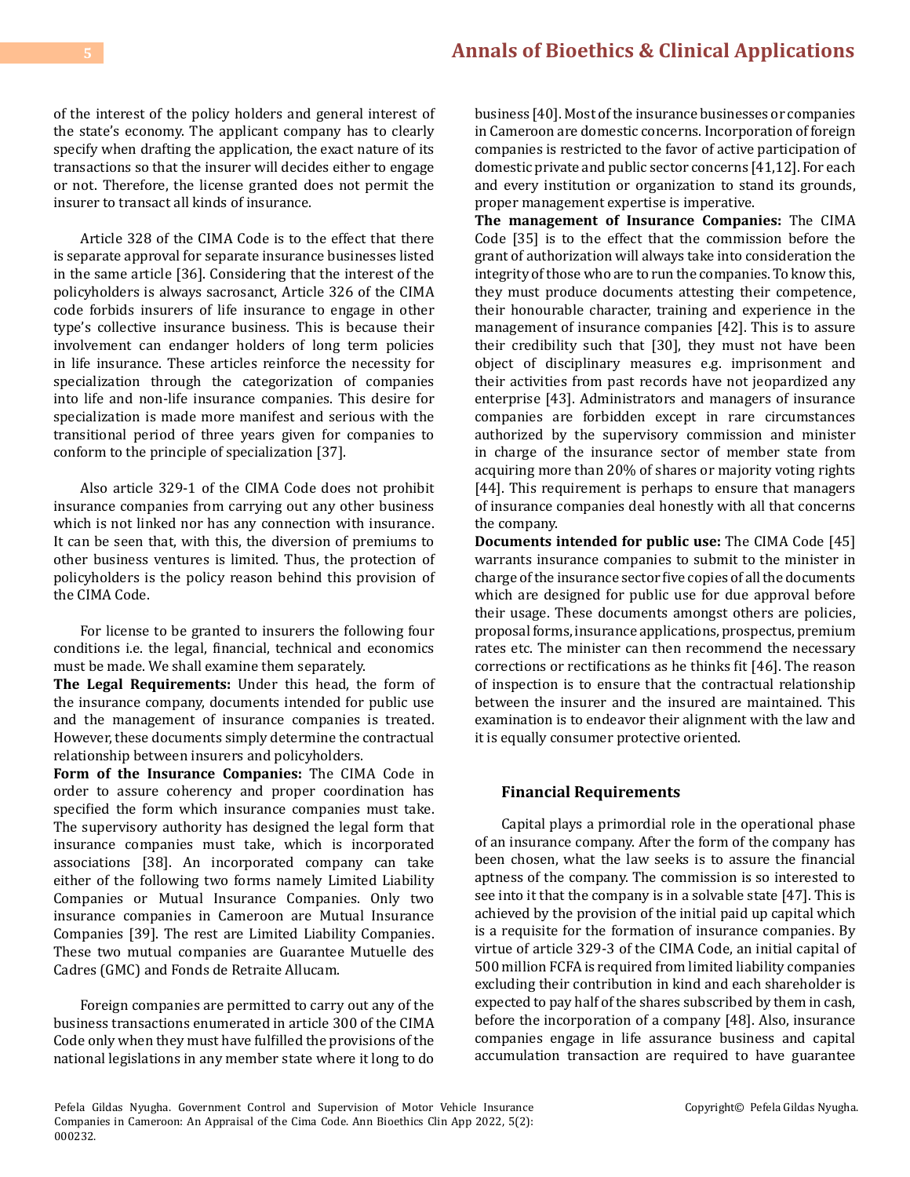of the interest of the policy holders and general interest of the state's economy. The applicant company has to clearly specify when drafting the application, the exact nature of its transactions so that the insurer will decides either to engage or not. Therefore, the license granted does not permit the insurer to transact all kinds of insurance.

Article 328 of the CIMA Code is to the effect that there is separate approval for separate insurance businesses listed in the same article [36]. Considering that the interest of the policyholders is always sacrosanct, Article 326 of the CIMA code forbids insurers of life insurance to engage in other type's collective insurance business. This is because their involvement can endanger holders of long term policies in life insurance. These articles reinforce the necessity for specialization through the categorization of companies into life and non-life insurance companies. This desire for specialization is made more manifest and serious with the transitional period of three years given for companies to conform to the principle of specialization [37].

Also article 329-1 of the CIMA Code does not prohibit insurance companies from carrying out any other business which is not linked nor has any connection with insurance. It can be seen that, with this, the diversion of premiums to other business ventures is limited. Thus, the protection of policyholders is the policy reason behind this provision of the CIMA Code.

For license to be granted to insurers the following four conditions i.e. the legal, financial, technical and economics must be made. We shall examine them separately.

**The Legal Requirements:** Under this head, the form of the insurance company, documents intended for public use and the management of insurance companies is treated. However, these documents simply determine the contractual relationship between insurers and policyholders.

**Form of the Insurance Companies:** The CIMA Code in order to assure coherency and proper coordination has specified the form which insurance companies must take. The supervisory authority has designed the legal form that insurance companies must take, which is incorporated associations [38]. An incorporated company can take either of the following two forms namely Limited Liability Companies or Mutual Insurance Companies. Only two insurance companies in Cameroon are Mutual Insurance Companies [39]. The rest are Limited Liability Companies. These two mutual companies are Guarantee Mutuelle des Cadres (GMC) and Fonds de Retraite Allucam.

Foreign companies are permitted to carry out any of the business transactions enumerated in article 300 of the CIMA Code only when they must have fulfilled the provisions of the national legislations in any member state where it long to do business [40]. Most of the insurance businesses or companies in Cameroon are domestic concerns. Incorporation of foreign companies is restricted to the favor of active participation of domestic private and public sector concerns [41,12]. For each and every institution or organization to stand its grounds, proper management expertise is imperative.

**The management of Insurance Companies:** The CIMA Code [35] is to the effect that the commission before the grant of authorization will always take into consideration the integrity of those who are to run the companies. To know this, they must produce documents attesting their competence, their honourable character, training and experience in the management of insurance companies [42]. This is to assure their credibility such that [30], they must not have been object of disciplinary measures e.g. imprisonment and their activities from past records have not jeopardized any enterprise [43]. Administrators and managers of insurance companies are forbidden except in rare circumstances authorized by the supervisory commission and minister in charge of the insurance sector of member state from acquiring more than 20% of shares or majority voting rights [44]. This requirement is perhaps to ensure that managers of insurance companies deal honestly with all that concerns the company.

**Documents intended for public use:** The CIMA Code [45] warrants insurance companies to submit to the minister in charge of the insurance sector five copies of all the documents which are designed for public use for due approval before their usage. These documents amongst others are policies, proposal forms, insurance applications, prospectus, premium rates etc. The minister can then recommend the necessary corrections or rectifications as he thinks fit [46]. The reason of inspection is to ensure that the contractual relationship between the insurer and the insured are maintained. This examination is to endeavor their alignment with the law and it is equally consumer protective oriented.

### Financial Requirements

Capital plays a primordial role in the operational phase of an insurance company. After the form of the company has been chosen, what the law seeks is to assure the financial aptness of the company. The commission is so interested to see into it that the company is in a solvable state [47]. This is achieved by the provision of the initial paid up capital which is a requisite for the formation of insurance companies. By virtue of article 329-3 of the CIMA Code, an initial capital of 500 million FCFA is required from limited liability companies excluding their contribution in kind and each shareholder is expected to pay half of the shares subscribed by them in cash, before the incorporation of a company [48]. Also, insurance companies engage in life assurance business and capital accumulation transaction are required to have guarantee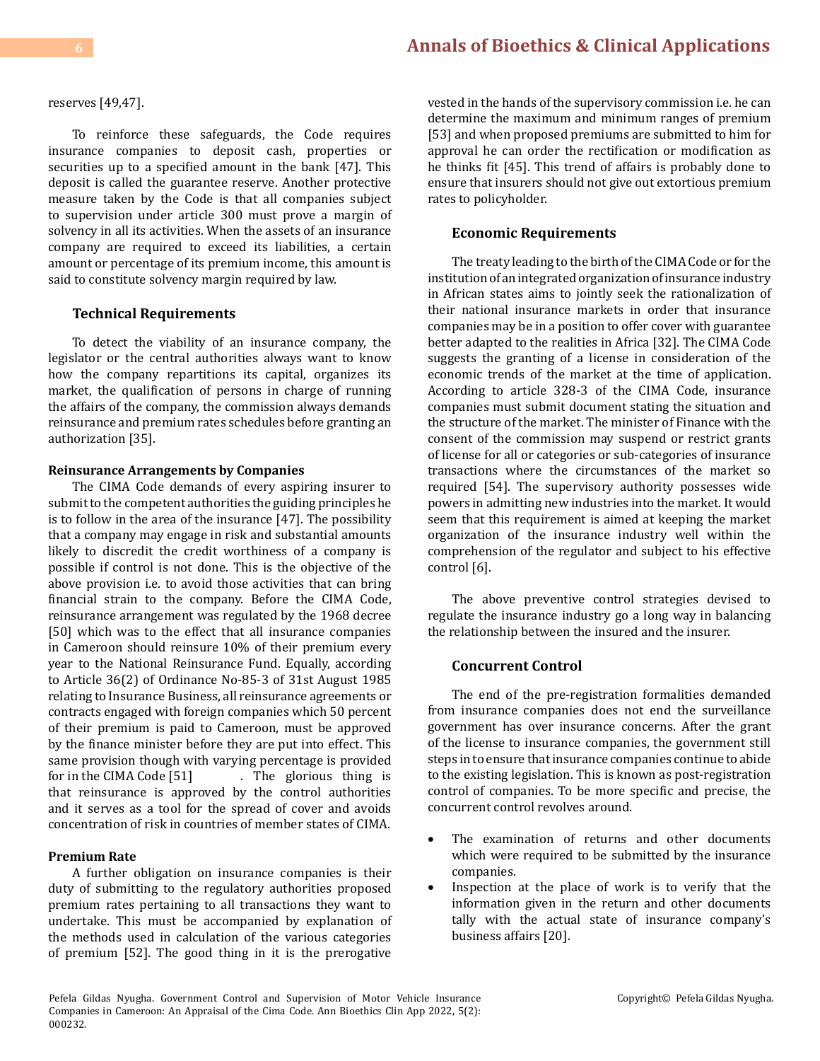reserves [49,47].

To reinforce these safeguards, the Code requires insurance companies to deposit cash, properties or securities up to a specified amount in the bank [47]. This deposit is called the guarantee reserve. Another protective measure taken by the Code is that all companies subject to supervision under article 300 must prove a margin of solvency in all its activities. When the assets of an insurance company are required to exceed its liabilities, a certain amount or percentage of its premium income, this amount is said to constitute solvency margin required by law.

### Technical Requirements

To detect the viability of an insurance company, the legislator or the central authorities always want to know how the company repartitions its capital, organizes its market, the qualification of persons in charge of running the affairs of the company, the commission always demands reinsurance and premium rates schedules before granting an authorization [35].

#### Reinsurance Arrangements by Companies

The CIMA Code demands of every aspiring insurer to submit to the competent authorities the guiding principles he is to follow in the area of the insurance [47]. The possibility that a company may engage in risk and substantial amounts likely to discredit the credit worthiness of a company is possible if control is not done. This is the objective of the above provision i.e. to avoid those activities that can bring financial strain to the company. Before the CIMA Code, reinsurance arrangement was regulated by the 1968 decree [50] which was to the effect that all insurance companies in Cameroon should reinsure 10% of their premium every year to the National Reinsurance Fund. Equally, according to Article 36(2) of Ordinance No-85-3 of 31st August 1985 relating to Insurance Business, all reinsurance agreements or contracts engaged with foreign companies which 50 percent of their premium is paid to Cameroon, must be approved by the finance minister before they are put into effect. This same provision though with varying percentage is provided for in the CIMA Code [51] . The glorious thing is that reinsurance is approved by the control authorities and it serves as a tool for the spread of cover and avoids concentration of risk in countries of member states of CIMA.

#### Premium Rate

A further obligation on insurance companies is their duty of submitting to the regulatory authorities proposed premium rates pertaining to all transactions they want to undertake. This must be accompanied by explanation of the methods used in calculation of the various categories of premium [52]. The good thing in it is the prerogative vested in the hands of the supervisory commission i.e. he can determine the maximum and minimum ranges of premium [53] and when proposed premiums are submitted to him for approval he can order the rectification or modification as he thinks fit [45]. This trend of affairs is probably done to ensure that insurers should not give out extortious premium rates to policyholder.

### Economic Requirements

The treaty leading to the birth of the CIMA Code or for the institution of an integrated organization of insurance industry in African states aims to jointly seek the rationalization of their national insurance markets in order that insurance companies may be in a position to offer cover with guarantee better adapted to the realities in Africa [32]. The CIMA Code suggests the granting of a license in consideration of the economic trends of the market at the time of application. According to article 328-3 of the CIMA Code, insurance companies must submit document stating the situation and the structure of the market. The minister of Finance with the consent of the commission may suspend or restrict grants of license for all or categories or sub-categories of insurance transactions where the circumstances of the market so required [54]. The supervisory authority possesses wide powers in admitting new industries into the market. It would seem that this requirement is aimed at keeping the market organization of the insurance industry well within the comprehension of the regulator and subject to his effective control [6].

The above preventive control strategies devised to regulate the insurance industry go a long way in balancing the relationship between the insured and the insurer.

### Concurrent Control

The end of the pre-registration formalities demanded from insurance companies does not end the surveillance government has over insurance concerns. After the grant of the license to insurance companies, the government still steps in to ensure that insurance companies continue to abide to the existing legislation. This is known as post-registration control of companies. To be more specific and precise, the concurrent control revolves around.

- The examination of returns and other documents which were required to be submitted by the insurance companies.
- Inspection at the place of work is to verify that the information given in the return and other documents tally with the actual state of insurance company's business affairs [20].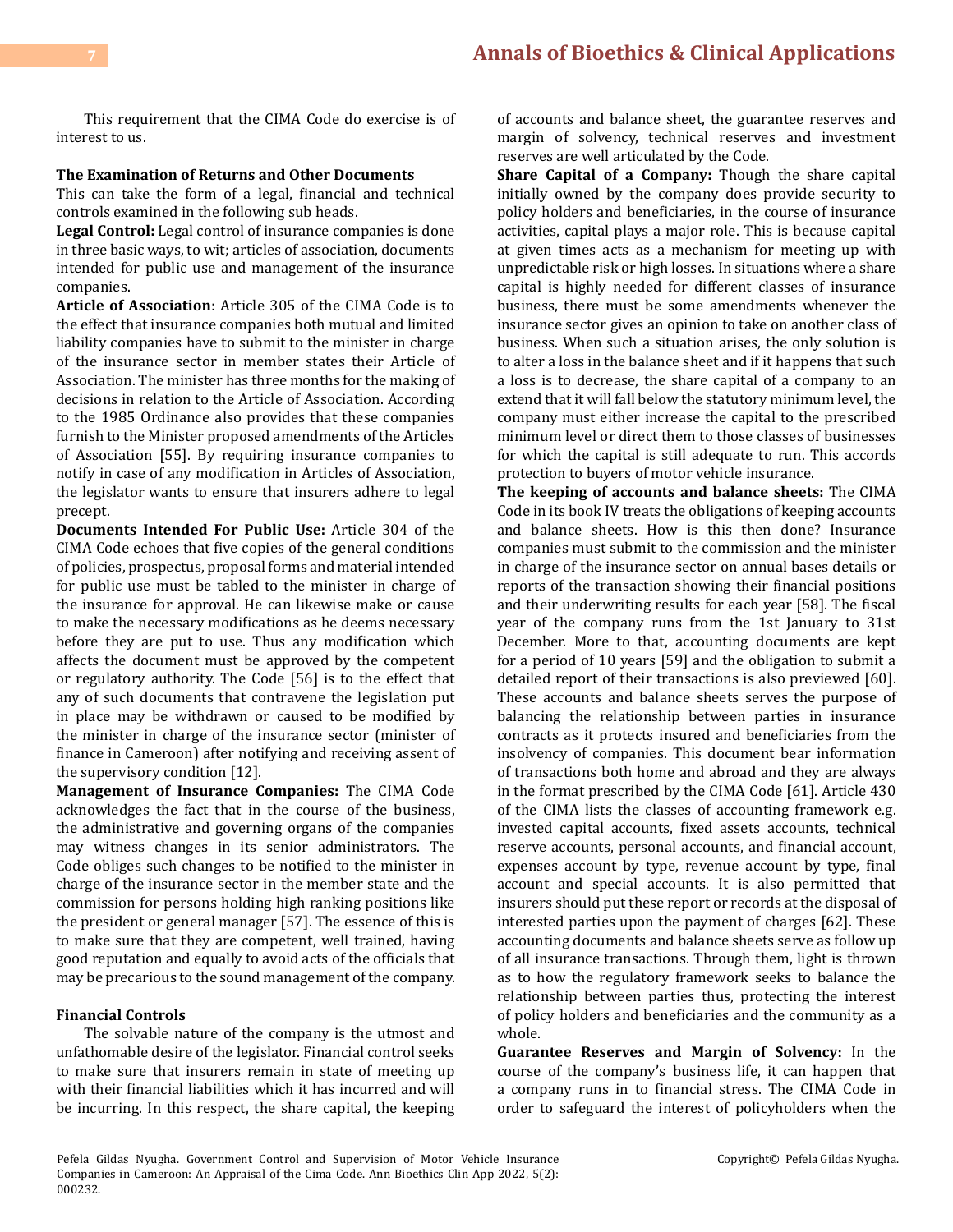This requirement that the CIMA Code do exercise is of interest to us.

### The Examination of Returns and Other Documents

This can take the form of a legal, financial and technical controls examined in the following sub heads.

**Legal Control:** Legal control of insurance companies is done in three basic ways, to wit; articles of association, documents intended for public use and management of the insurance companies.

**Article of Association**: Article 305 of the CIMA Code is to the effect that insurance companies both mutual and limited liability companies have to submit to the minister in charge of the insurance sector in member states their Article of Association. The minister has three months for the making of decisions in relation to the Article of Association. According to the 1985 Ordinance also provides that these companies furnish to the Minister proposed amendments of the Articles of Association [55]. By requiring insurance companies to notify in case of any modification in Articles of Association, the legislator wants to ensure that insurers adhere to legal precept.

**Documents Intended For Public Use:** Article 304 of the CIMA Code echoes that five copies of the general conditions of policies, prospectus, proposal forms and material intended for public use must be tabled to the minister in charge of the insurance for approval. He can likewise make or cause to make the necessary modifications as he deems necessary before they are put to use. Thus any modification which affects the document must be approved by the competent or regulatory authority. The Code [56] is to the effect that any of such documents that contravene the legislation put in place may be withdrawn or caused to be modified by the minister in charge of the insurance sector (minister of finance in Cameroon) after notifying and receiving assent of the supervisory condition [12].

**Management of Insurance Companies:** The CIMA Code acknowledges the fact that in the course of the business, the administrative and governing organs of the companies may witness changes in its senior administrators. The Code obliges such changes to be notified to the minister in charge of the insurance sector in the member state and the commission for persons holding high ranking positions like the president or general manager [57]. The essence of this is to make sure that they are competent, well trained, having good reputation and equally to avoid acts of the officials that may be precarious to the sound management of the company.

### Financial Controls

The solvable nature of the company is the utmost and unfathomable desire of the legislator. Financial control seeks to make sure that insurers remain in state of meeting up with their financial liabilities which it has incurred and will be incurring. In this respect, the share capital, the keeping of accounts and balance sheet, the guarantee reserves and margin of solvency, technical reserves and investment reserves are well articulated by the Code.

**Share Capital of a Company:** Though the share capital initially owned by the company does provide security to policy holders and beneficiaries, in the course of insurance activities, capital plays a major role. This is because capital at given times acts as a mechanism for meeting up with unpredictable risk or high losses. In situations where a share capital is highly needed for different classes of insurance business, there must be some amendments whenever the insurance sector gives an opinion to take on another class of business. When such a situation arises, the only solution is to alter a loss in the balance sheet and if it happens that such a loss is to decrease, the share capital of a company to an extend that it will fall below the statutory minimum level, the company must either increase the capital to the prescribed minimum level or direct them to those classes of businesses for which the capital is still adequate to run. This accords protection to buyers of motor vehicle insurance.

**The keeping of accounts and balance sheets:** The CIMA Code in its book IV treats the obligations of keeping accounts and balance sheets. How is this then done? Insurance companies must submit to the commission and the minister in charge of the insurance sector on annual bases details or reports of the transaction showing their financial positions and their underwriting results for each year [58]. The fiscal year of the company runs from the 1st January to 31st December. More to that, accounting documents are kept for a period of 10 years [59] and the obligation to submit a detailed report of their transactions is also previewed [60]. These accounts and balance sheets serves the purpose of balancing the relationship between parties in insurance contracts as it protects insured and beneficiaries from the insolvency of companies. This document bear information of transactions both home and abroad and they are always in the format prescribed by the CIMA Code [61]. Article 430 of the CIMA lists the classes of accounting framework e.g. invested capital accounts, fixed assets accounts, technical reserve accounts, personal accounts, and financial account, expenses account by type, revenue account by type, final account and special accounts. It is also permitted that insurers should put these report or records at the disposal of interested parties upon the payment of charges [62]. These accounting documents and balance sheets serve as follow up of all insurance transactions. Through them, light is thrown as to how the regulatory framework seeks to balance the relationship between parties thus, protecting the interest of policy holders and beneficiaries and the community as a whole.

**Guarantee Reserves and Margin of Solvency:** In the course of the company's business life, it can happen that a company runs in to financial stress. The CIMA Code in order to safeguard the interest of policyholders when the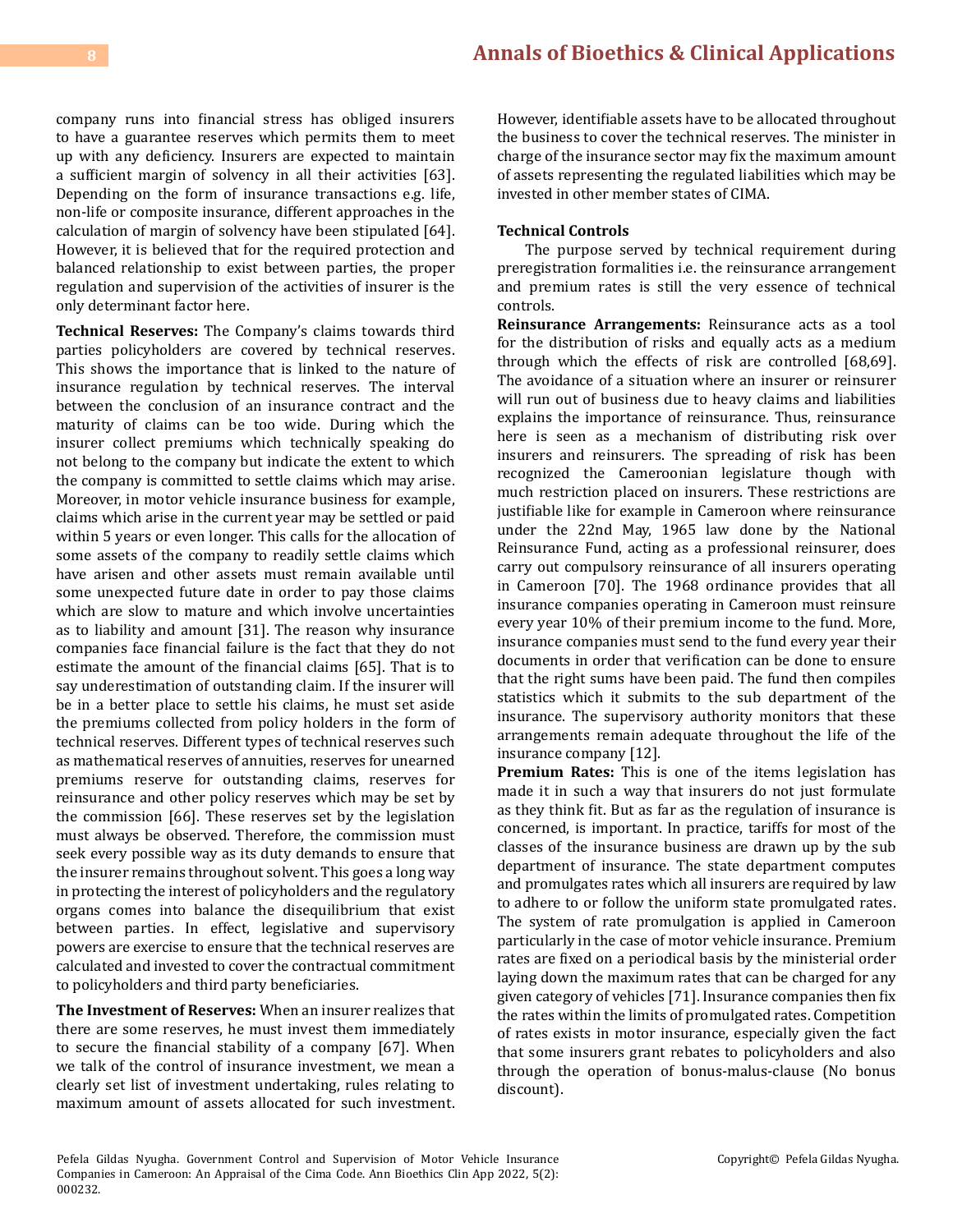company runs into financial stress has obliged insurers to have a guarantee reserves which permits them to meet up with any deficiency. Insurers are expected to maintain a sufficient margin of solvency in all their activities [63]. Depending on the form of insurance transactions e.g. life, non-life or composite insurance, different approaches in the calculation of margin of solvency have been stipulated [64]. However, it is believed that for the required protection and balanced relationship to exist between parties, the proper regulation and supervision of the activities of insurer is the only determinant factor here.

**Technical Reserves:** The Company's claims towards third parties policyholders are covered by technical reserves. This shows the importance that is linked to the nature of insurance regulation by technical reserves. The interval between the conclusion of an insurance contract and the maturity of claims can be too wide. During which the insurer collect premiums which technically speaking do not belong to the company but indicate the extent to which the company is committed to settle claims which may arise. Moreover, in motor vehicle insurance business for example, claims which arise in the current year may be settled or paid within 5 years or even longer. This calls for the allocation of some assets of the company to readily settle claims which have arisen and other assets must remain available until some unexpected future date in order to pay those claims which are slow to mature and which involve uncertainties as to liability and amount [31]. The reason why insurance companies face financial failure is the fact that they do not estimate the amount of the financial claims [65]. That is to say underestimation of outstanding claim. If the insurer will be in a better place to settle his claims, he must set aside the premiums collected from policy holders in the form of technical reserves. Different types of technical reserves such as mathematical reserves of annuities, reserves for unearned premiums reserve for outstanding claims, reserves for reinsurance and other policy reserves which may be set by the commission [66]. These reserves set by the legislation must always be observed. Therefore, the commission must seek every possible way as its duty demands to ensure that the insurer remains throughout solvent. This goes a long way in protecting the interest of policyholders and the regulatory organs comes into balance the disequilibrium that exist between parties. In effect, legislative and supervisory powers are exercise to ensure that the technical reserves are calculated and invested to cover the contractual commitment to policyholders and third party beneficiaries.

**The Investment of Reserves:** When an insurer realizes that there are some reserves, he must invest them immediately to secure the financial stability of a company [67]. When we talk of the control of insurance investment, we mean a clearly set list of investment undertaking, rules relating to maximum amount of assets allocated for such investment. However, identifiable assets have to be allocated throughout the business to cover the technical reserves. The minister in charge of the insurance sector may fix the maximum amount of assets representing the regulated liabilities which may be invested in other member states of CIMA.

**Technical Controls**

The purpose served by technical requirement during preregistration formalities i.e. the reinsurance arrangement and premium rates is still the very essence of technical controls.

**Reinsurance Arrangements:** Reinsurance acts as a tool for the distribution of risks and equally acts as a medium through which the effects of risk are controlled [68,69]. The avoidance of a situation where an insurer or reinsurer will run out of business due to heavy claims and liabilities explains the importance of reinsurance. Thus, reinsurance here is seen as a mechanism of distributing risk over insurers and reinsurers. The spreading of risk has been recognized the Cameroonian legislature though with much restriction placed on insurers. These restrictions are justifiable like for example in Cameroon where reinsurance under the 22nd May, 1965 law done by the National Reinsurance Fund, acting as a professional reinsurer, does carry out compulsory reinsurance of all insurers operating in Cameroon [70]. The 1968 ordinance provides that all insurance companies operating in Cameroon must reinsure every year 10% of their premium income to the fund. More, insurance companies must send to the fund every year their documents in order that verification can be done to ensure that the right sums have been paid. The fund then compiles statistics which it submits to the sub department of the insurance. The supervisory authority monitors that these arrangements remain adequate throughout the life of the insurance company [12].

**Premium Rates:** This is one of the items legislation has made it in such a way that insurers do not just formulate as they think fit. But as far as the regulation of insurance is concerned, is important. In practice, tariffs for most of the classes of the insurance business are drawn up by the sub department of insurance. The state department computes and promulgates rates which all insurers are required by law to adhere to or follow the uniform state promulgated rates. The system of rate promulgation is applied in Cameroon particularly in the case of motor vehicle insurance. Premium rates are fixed on a periodical basis by the ministerial order laying down the maximum rates that can be charged for any given category of vehicles [71]. Insurance companies then fix the rates within the limits of promulgated rates. Competition of rates exists in motor insurance, especially given the fact that some insurers grant rebates to policyholders and also through the operation of bonus-malus-clause (No bonus discount).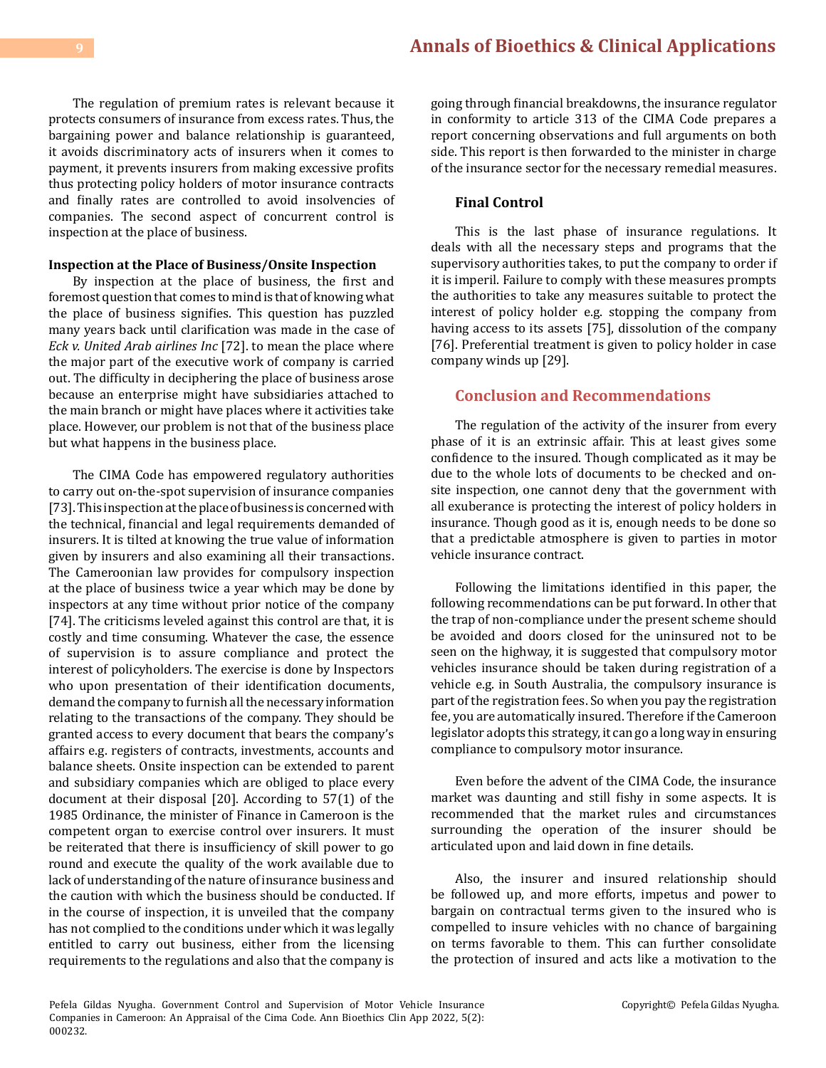The regulation of premium rates is relevant because it protects consumers of insurance from excess rates. Thus, the bargaining power and balance relationship is guaranteed, it avoids discriminatory acts of insurers when it comes to payment, it prevents insurers from making excessive profits thus protecting policy holders of motor insurance contracts and finally rates are controlled to avoid insolvencies of companies. The second aspect of concurrent control is inspection at the place of business.

**Inspection at the Place of Business/Onsite Inspection**

By inspection at the place of business, the first and foremost question that comes to mind is that of knowing what the place of business signifies. This question has puzzled many years back until clarification was made in the case of *Eck v. United Arab airlines Inc* [72]. to mean the place where the major part of the executive work of company is carried out. The difficulty in deciphering the place of business arose because an enterprise might have subsidiaries attached to the main branch or might have places where it activities take place. However, our problem is not that of the business place but what happens in the business place.

The CIMA Code has empowered regulatory authorities to carry out on-the-spot supervision of insurance companies [73]. This inspection at the place of business is concerned with the technical, financial and legal requirements demanded of insurers. It is tilted at knowing the true value of information given by insurers and also examining all their transactions. The Cameroonian law provides for compulsory inspection at the place of business twice a year which may be done by inspectors at any time without prior notice of the company [74]. The criticisms leveled against this control are that, it is costly and time consuming. Whatever the case, the essence of supervision is to assure compliance and protect the interest of policyholders. The exercise is done by Inspectors who upon presentation of their identification documents, demand the company to furnish all the necessary information relating to the transactions of the company. They should be granted access to every document that bears the company's affairs e.g. registers of contracts, investments, accounts and balance sheets. Onsite inspection can be extended to parent and subsidiary companies which are obliged to place every document at their disposal [20]. According to 57(1) of the 1985 Ordinance, the minister of Finance in Cameroon is the competent organ to exercise control over insurers. It must be reiterated that there is insufficiency of skill power to go round and execute the quality of the work available due to lack of understanding of the nature of insurance business and the caution with which the business should be conducted. If in the course of inspection, it is unveiled that the company has not complied to the conditions under which it was legally entitled to carry out business, either from the licensing requirements to the regulations and also that the company is going through financial breakdowns, the insurance regulator in conformity to article 313 of the CIMA Code prepares a report concerning observations and full arguments on both side. This report is then forwarded to the minister in charge of the insurance sector for the necessary remedial measures.

### Final Control

This is the last phase of insurance regulations. It deals with all the necessary steps and programs that the supervisory authorities takes, to put the company to order if it is imperil. Failure to comply with these measures prompts the authorities to take any measures suitable to protect the interest of policy holder e.g. stopping the company from having access to its assets [75], dissolution of the company [76]. Preferential treatment is given to policy holder in case company winds up [29].

## Conclusion and Recommendations

The regulation of the activity of the insurer from every phase of it is an extrinsic affair. This at least gives some confidence to the insured. Though complicated as it may be due to the whole lots of documents to be checked and on-site inspection, one cannot deny that the government with all exuberance is protecting the interest of policy holders in insurance. Though good as it is, enough needs to be done so that a predictable atmosphere is given to parties in motor vehicle insurance contract.

Following the limitations identified in this paper, the following recommendations can be put forward. In other that the trap of non-compliance under the present scheme should be avoided and doors closed for the uninsured not to be seen on the highway, it is suggested that compulsory motor vehicles insurance should be taken during registration of a vehicle e.g. in South Australia, the compulsory insurance is part of the registration fees. So when you pay the registration fee, you are automatically insured. Therefore if the Cameroon legislator adopts this strategy, it can go a long way in ensuring compliance to compulsory motor insurance.

Even before the advent of the CIMA Code, the insurance market was daunting and still fishy in some aspects. It is recommended that the market rules and circumstances surrounding the operation of the insurer should be articulated upon and laid down in fine details.

Also, the insurer and insured relationship should be followed up, and more efforts, impetus and power to bargain on contractual terms given to the insured who is compelled to insure vehicles with no chance of bargaining on terms favorable to them. This can further consolidate the protection of insured and acts like a motivation to the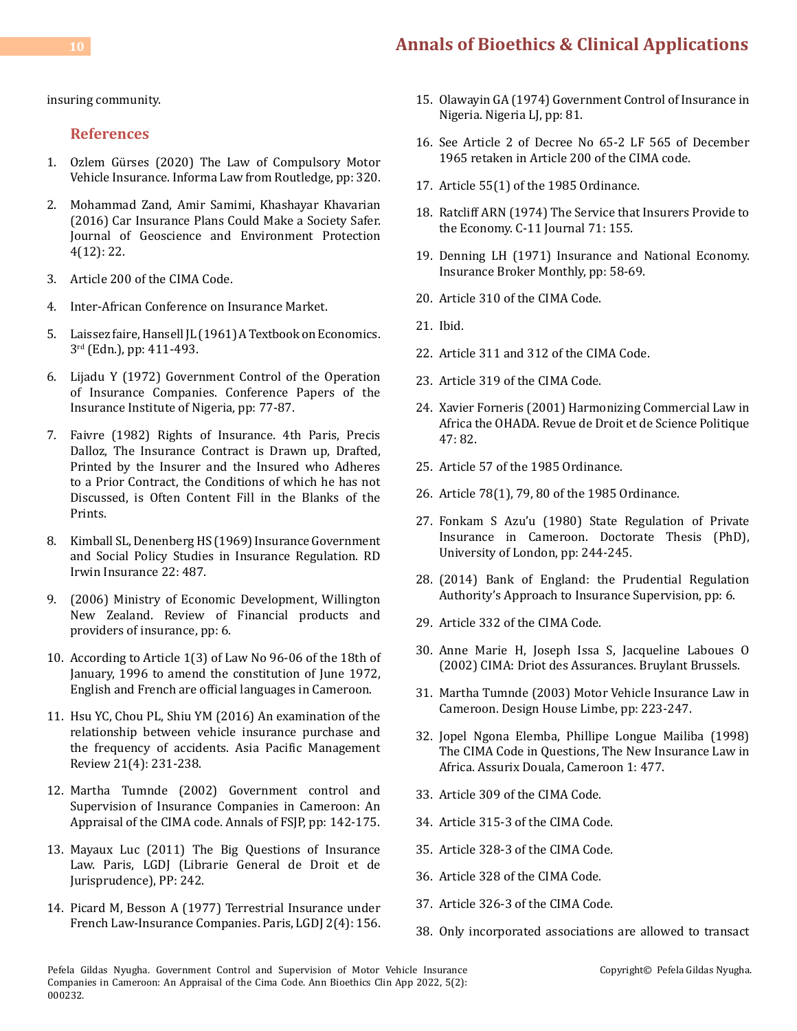insuring community.

## References

1. Ozlem Gürses (2020) The Law of Compulsory Motor Vehicle Insurance. Informa Law from Routledge, pp: 320.
2. Mohammad Zand, Amir Samimi, Khashayar Khavarian (2016) Car Insurance Plans Could Make a Society Safer. Journal of Geoscience and Environment Protection 4(12): 22.
3. Article 200 of the CIMA Code.
4. Inter-African Conference on Insurance Market.
5. Laissez faire, Hansell JL (1961) A Textbook on Economics. 3rd (Edn.), pp: 411-493.
6. Lijadu Y (1972) Government Control of the Operation of Insurance Companies. Conference Papers of the Insurance Institute of Nigeria, pp: 77-87.
7. Faivre (1982) Rights of Insurance. 4th Paris, Precis Dalloz, The Insurance Contract is Drawn up, Drafted, Printed by the Insurer and the Insured who Adheres to a Prior Contract, the Conditions of which he has not Discussed, is Often Content Fill in the Blanks of the Prints.
8. Kimball SL, Denenberg HS (1969) Insurance Government and Social Policy Studies in Insurance Regulation. RD Irwin Insurance 22: 487.
9. (2006) Ministry of Economic Development, Willington New Zealand. Review of Financial products and providers of insurance, pp: 6.
10. According to Article 1(3) of Law No 96-06 of the 18th of January, 1996 to amend the constitution of June 1972, English and French are official languages in Cameroon.
11. Hsu YC, Chou PL, Shiu YM (2016) An examination of the relationship between vehicle insurance purchase and the frequency of accidents. Asia Pacific Management Review 21(4): 231-238.
12. Martha Tumnde (2002) Government control and Supervision of Insurance Companies in Cameroon: An Appraisal of the CIMA code. Annals of FSJP, pp: 142-175.
13. Mayaux Luc (2011) The Big Questions of Insurance Law. Paris, LGDJ (Librarie General de Droit et de Jurisprudence), PP: 242.
14. Picard M, Besson A (1977) Terrestrial Insurance under French Law-Insurance Companies. Paris, LGDJ 2(4): 156.
15. Olawayin GA (1974) Government Control of Insurance in Nigeria. Nigeria LJ, pp: 81.
16. See Article 2 of Decree No 65-2 LF 565 of December 1965 retaken in Article 200 of the CIMA code.
17. Article 55(1) of the 1985 Ordinance.
18. Ratcliff ARN (1974) The Service that Insurers Provide to the Economy. C-11 Journal 71: 155.
19. Denning LH (1971) Insurance and National Economy. Insurance Broker Monthly, pp: 58-69.
20. Article 310 of the CIMA Code.
21. Ibid.
22. Article 311 and 312 of the CIMA Code.
23. Article 319 of the CIMA Code.
24. Xavier Forneris (2001) Harmonizing Commercial Law in Africa the OHADA. Revue de Droit et de Science Politique 47: 82.
25. Article 57 of the 1985 Ordinance.
26. Article 78(1), 79, 80 of the 1985 Ordinance.
27. Fonkam S Azu'u (1980) State Regulation of Private Insurance in Cameroon. Doctorate Thesis (PhD), University of London, pp: 244-245.
28. (2014) Bank of England: the Prudential Regulation Authority's Approach to Insurance Supervision, pp: 6.
29. Article 332 of the CIMA Code.
30. Anne Marie H, Joseph Issa S, Jacqueline Laboues O (2002) CIMA: Driot des Assurances. Bruylant Brussels.
31. Martha Tumnde (2003) Motor Vehicle Insurance Law in Cameroon. Design House Limbe, pp: 223-247.
32. Jopel Ngona Elemba, Phillipe Longue Mailiba (1998) The CIMA Code in Questions, The New Insurance Law in Africa. Assurix Douala, Cameroon 1: 477.
33. Article 309 of the CIMA Code.
34. Article 315-3 of the CIMA Code.
35. Article 328-3 of the CIMA Code.
36. Article 328 of the CIMA Code.
37. Article 326-3 of the CIMA Code.
38. Only incorporated associations are allowed to transact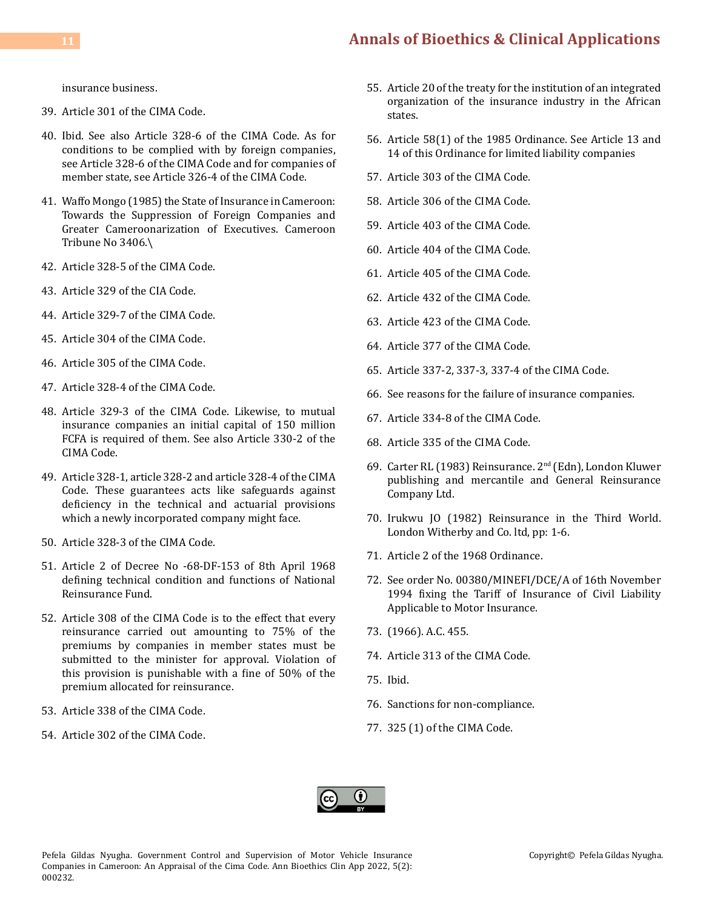insurance business.

39. Article 301 of the CIMA Code.
40. Ibid. See also Article 328-6 of the CIMA Code. As for conditions to be complied with by foreign companies, see Article 328-6 of the CIMA Code and for companies of member state, see Article 326-4 of the CIMA Code.
41. Waffo Mongo (1985) the State of Insurance in Cameroon: Towards the Suppression of Foreign Companies and Greater Cameroonarization of Executives. Cameroon Tribune No 3406.\
42. Article 328-5 of the CIMA Code.
43. Article 329 of the CIA Code.
44. Article 329-7 of the CIMA Code.
45. Article 304 of the CIMA Code.
46. Article 305 of the CIMA Code.
47. Article 328-4 of the CIMA Code.
48. Article 329-3 of the CIMA Code. Likewise, to mutual insurance companies an initial capital of 150 million FCFA is required of them. See also Article 330-2 of the CIMA Code.
49. Article 328-1, article 328-2 and article 328-4 of the CIMA Code. These guarantees acts like safeguards against deficiency in the technical and actuarial provisions which a newly incorporated company might face.
50. Article 328-3 of the CIMA Code.
51. Article 2 of Decree No -68-DF-153 of 8th April 1968 defining technical condition and functions of National Reinsurance Fund.
52. Article 308 of the CIMA Code is to the effect that every reinsurance carried out amounting to 75% of the premiums by companies in member states must be submitted to the minister for approval. Violation of this provision is punishable with a fine of 50% of the premium allocated for reinsurance.
53. Article 338 of the CIMA Code.
54. Article 302 of the CIMA Code.
55. Article 20 of the treaty for the institution of an integrated organization of the insurance industry in the African states.
56. Article 58(1) of the 1985 Ordinance. See Article 13 and 14 of this Ordinance for limited liability companies
57. Article 303 of the CIMA Code.
58. Article 306 of the CIMA Code.
59. Article 403 of the CIMA Code.
60. Article 404 of the CIMA Code.
61. Article 405 of the CIMA Code.
62. Article 432 of the CIMA Code.
63. Article 423 of the CIMA Code.
64. Article 377 of the CIMA Code.
65. Article 337-2, 337-3, 337-4 of the CIMA Code.
66. See reasons for the failure of insurance companies.
67. Article 334-8 of the CIMA Code.
68. Article 335 of the CIMA Code.
69. Carter RL (1983) Reinsurance. 2nd (Edn), London Kluwer publishing and mercantile and General Reinsurance Company Ltd.
70. Irukwu JO (1982) Reinsurance in the Third World. London Witherby and Co. ltd, pp: 1-6.
71. Article 2 of the 1968 Ordinance.
72. See order No. 00380/MINEFI/DCE/A of 16th November 1994 fixing the Tariff of Insurance of Civil Liability Applicable to Motor Insurance.
73. (1966). A.C. 455.
74. Article 313 of the CIMA Code.
75. Ibid.
76. Sanctions for non-compliance.
77. 325 (1) of the CIMA Code.